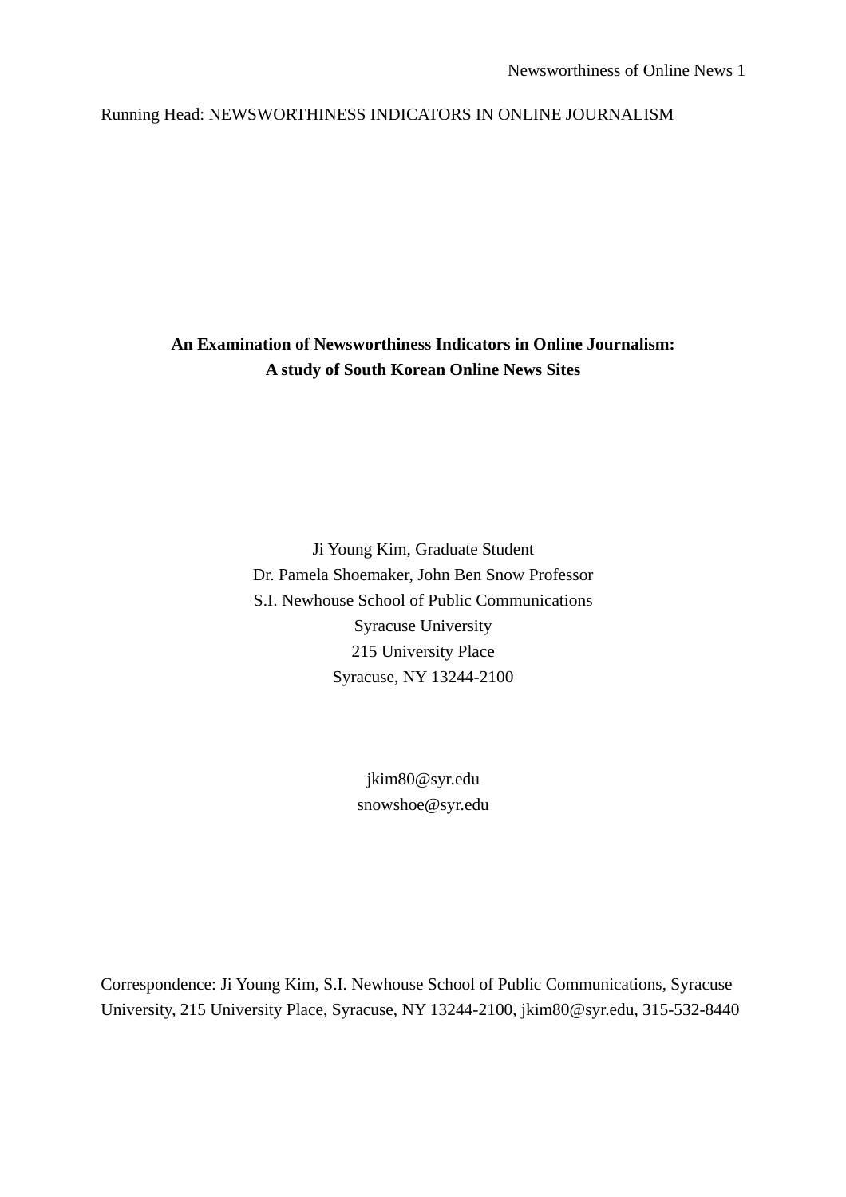Running Head: NEWSWORTHINESS INDICATORS IN ONLINE JOURNALISM

**An Examination of Newsworthiness Indicators in Online Journalism:**
**A study of South Korean Online News Sites**

Ji Young Kim, Graduate Student
Dr. Pamela Shoemaker, John Ben Snow Professor
S.I. Newhouse School of Public Communications
Syracuse University
215 University Place
Syracuse, NY 13244-2100

jkim80@syr.edu
snowshoe@syr.edu

Correspondence: Ji Young Kim, S.I. Newhouse School of Public Communications, Syracuse University, 215 University Place, Syracuse, NY 13244-2100, jkim80@syr.edu, 315-532-8440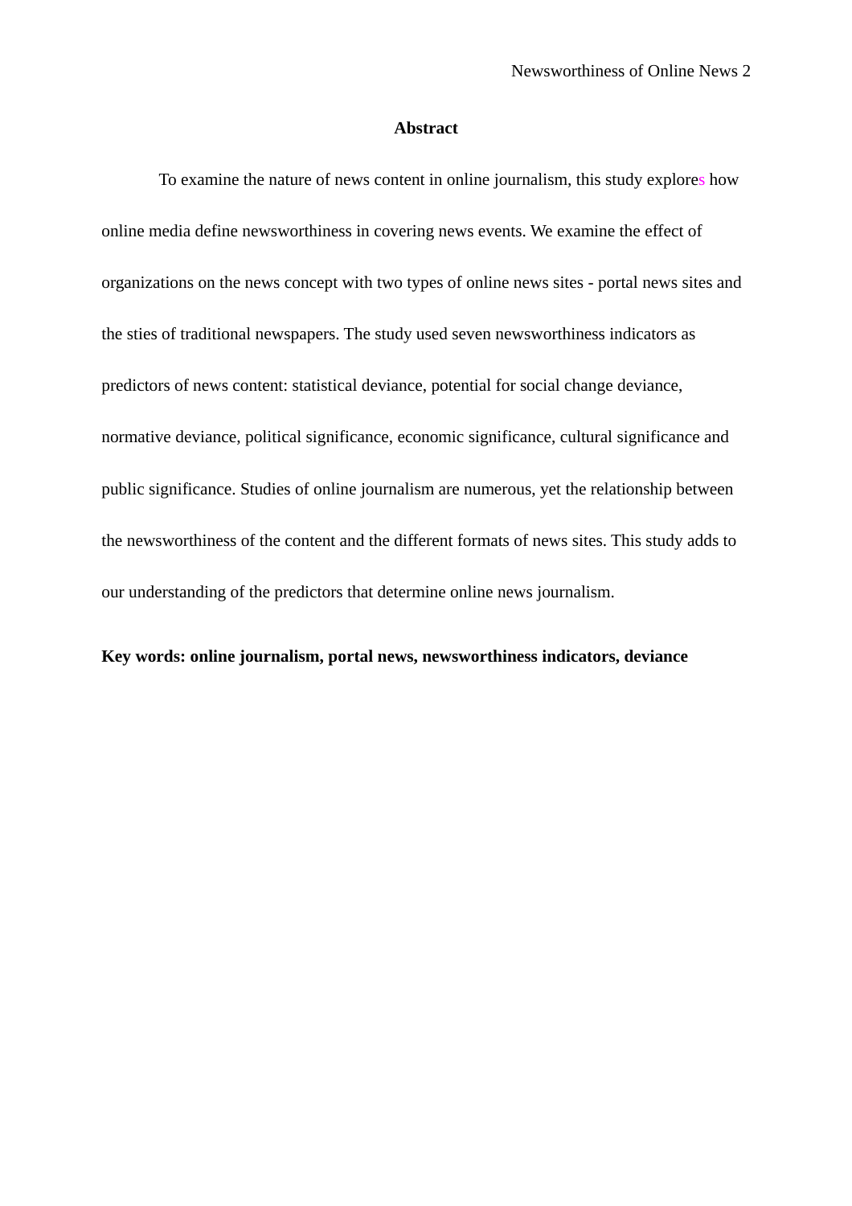## Abstract

To examine the nature of news content in online journalism, this study explores how online media define newsworthiness in covering news events. We examine the effect of organizations on the news concept with two types of online news sites - portal news sites and the sties of traditional newspapers. The study used seven newsworthiness indicators as predictors of news content: statistical deviance, potential for social change deviance, normative deviance, political significance, economic significance, cultural significance and public significance. Studies of online journalism are numerous, yet the relationship between the newsworthiness of the content and the different formats of news sites. This study adds to our understanding of the predictors that determine online news journalism.

**Key words: online journalism, portal news, newsworthiness indicators, deviance**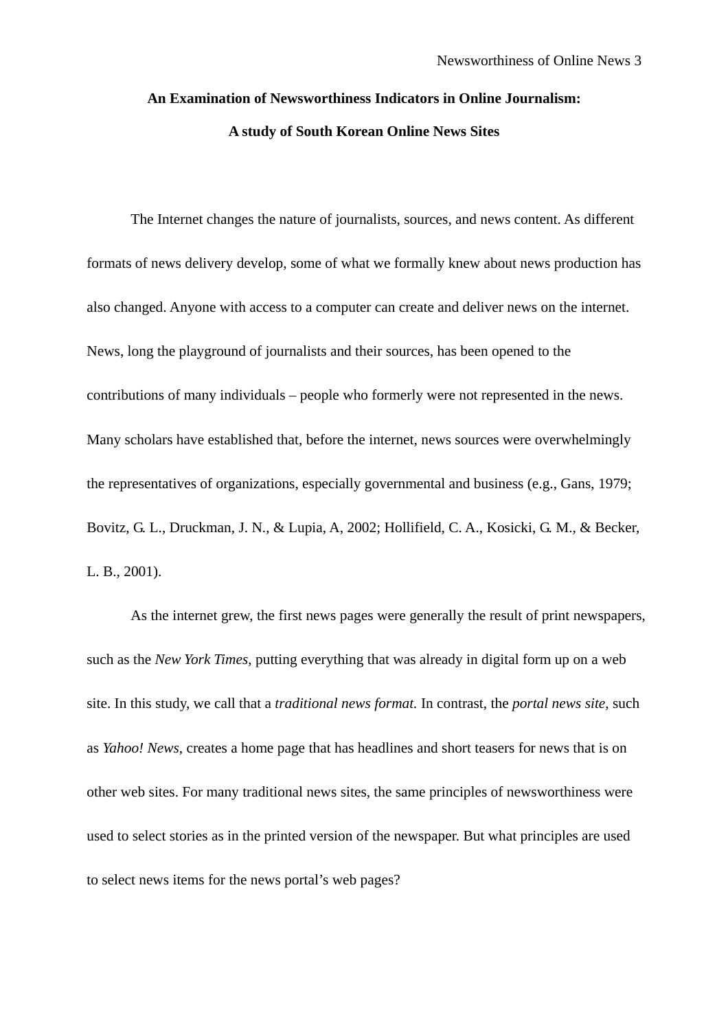**An Examination of Newsworthiness Indicators in Online Journalism:**

**A study of South Korean Online News Sites**

The Internet changes the nature of journalists, sources, and news content. As different formats of news delivery develop, some of what we formally knew about news production has also changed. Anyone with access to a computer can create and deliver news on the internet. News, long the playground of journalists and their sources, has been opened to the contributions of many individuals – people who formerly were not represented in the news. Many scholars have established that, before the internet, news sources were overwhelmingly the representatives of organizations, especially governmental and business (e.g., Gans, 1979; Bovitz, G. L., Druckman, J. N., & Lupia, A, 2002; Hollifield, C. A., Kosicki, G. M., & Becker, L. B., 2001).

As the internet grew, the first news pages were generally the result of print newspapers, such as the *New York Times*, putting everything that was already in digital form up on a web site. In this study, we call that a *traditional news format.* In contrast, the *portal news site*, such as *Yahoo! News*, creates a home page that has headlines and short teasers for news that is on other web sites. For many traditional news sites, the same principles of newsworthiness were used to select stories as in the printed version of the newspaper. But what principles are used to select news items for the news portal's web pages?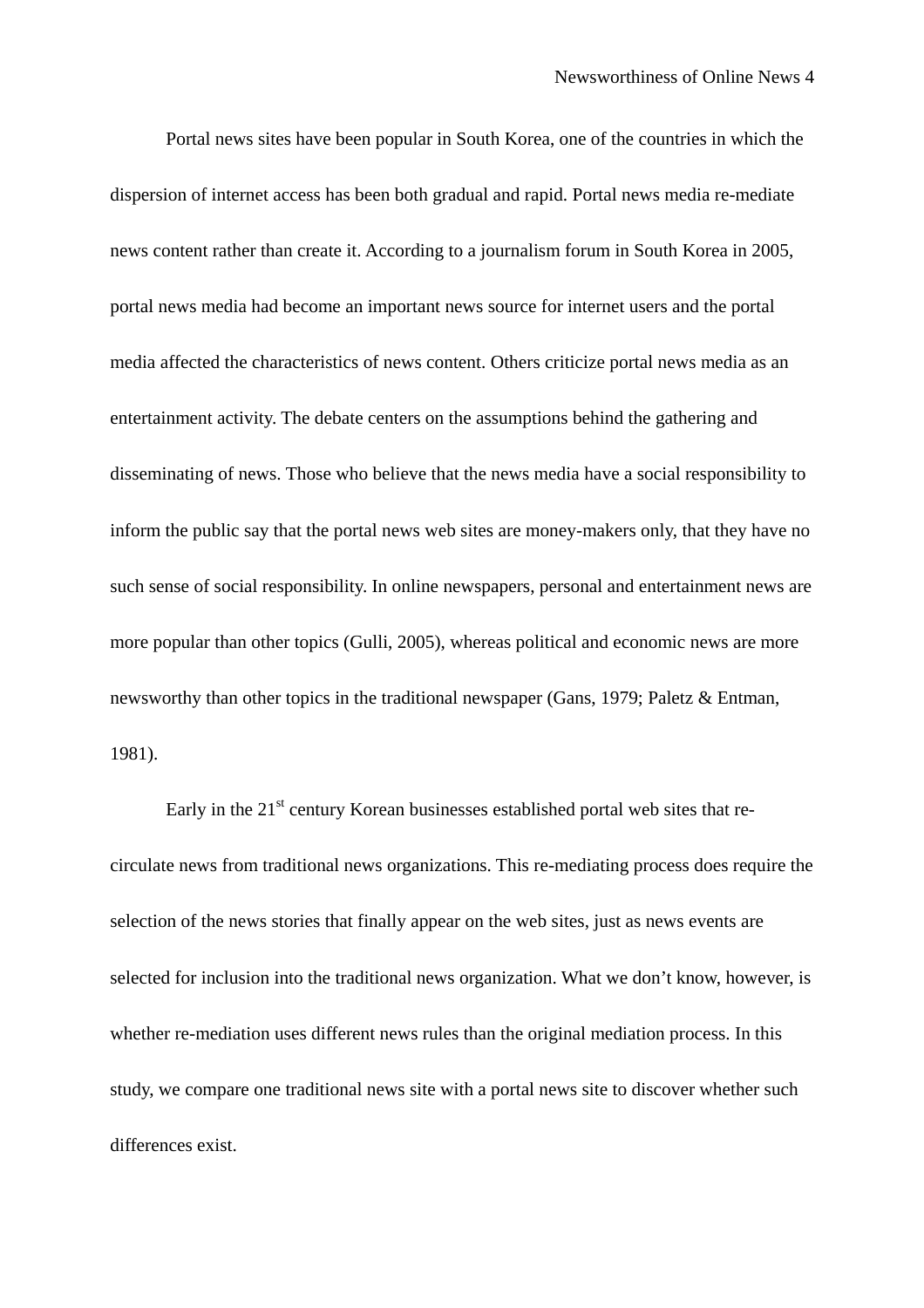Portal news sites have been popular in South Korea, one of the countries in which the dispersion of internet access has been both gradual and rapid. Portal news media re-mediate news content rather than create it. According to a journalism forum in South Korea in 2005, portal news media had become an important news source for internet users and the portal media affected the characteristics of news content. Others criticize portal news media as an entertainment activity. The debate centers on the assumptions behind the gathering and disseminating of news. Those who believe that the news media have a social responsibility to inform the public say that the portal news web sites are money-makers only, that they have no such sense of social responsibility. In online newspapers, personal and entertainment news are more popular than other topics (Gulli, 2005), whereas political and economic news are more newsworthy than other topics in the traditional newspaper (Gans, 1979; Paletz & Entman, 1981).

Early in the 21st century Korean businesses established portal web sites that re-circulate news from traditional news organizations. This re-mediating process does require the selection of the news stories that finally appear on the web sites, just as news events are selected for inclusion into the traditional news organization. What we don't know, however, is whether re-mediation uses different news rules than the original mediation process. In this study, we compare one traditional news site with a portal news site to discover whether such differences exist.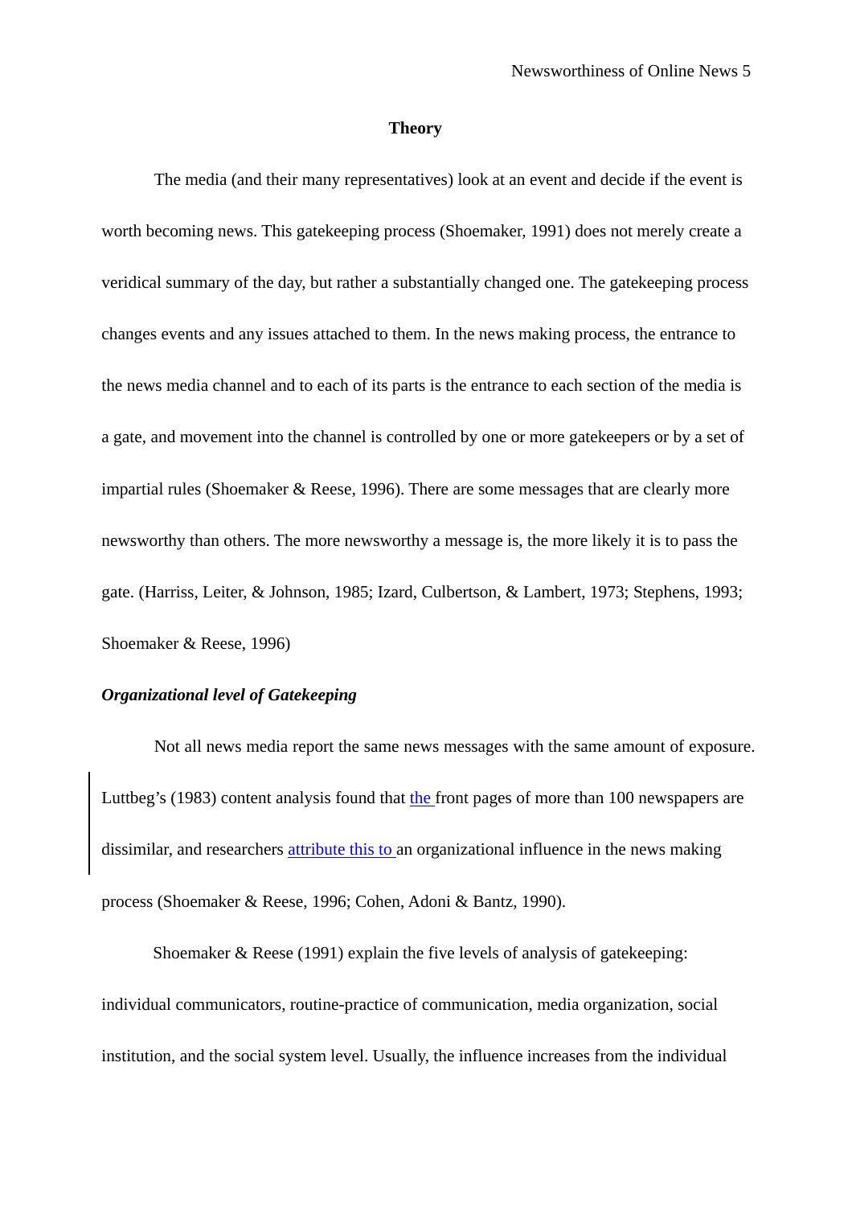## Theory

The media (and their many representatives) look at an event and decide if the event is worth becoming news. This gatekeeping process (Shoemaker, 1991) does not merely create a veridical summary of the day, but rather a substantially changed one. The gatekeeping process changes events and any issues attached to them. In the news making process, the entrance to the news media channel and to each of its parts is the entrance to each section of the media is a gate, and movement into the channel is controlled by one or more gatekeepers or by a set of impartial rules (Shoemaker & Reese, 1996). There are some messages that are clearly more newsworthy than others. The more newsworthy a message is, the more likely it is to pass the gate. (Harriss, Leiter, & Johnson, 1985; Izard, Culbertson, & Lambert, 1973; Stephens, 1993; Shoemaker & Reese, 1996)

### *Organizational level of Gatekeeping*

Not all news media report the same news messages with the same amount of exposure. Luttbeg's (1983) content analysis found that the front pages of more than 100 newspapers are dissimilar, and researchers attribute this to an organizational influence in the news making process (Shoemaker & Reese, 1996; Cohen, Adoni & Bantz, 1990).

Shoemaker & Reese (1991) explain the five levels of analysis of gatekeeping: individual communicators, routine-practice of communication, media organization, social institution, and the social system level. Usually, the influence increases from the individual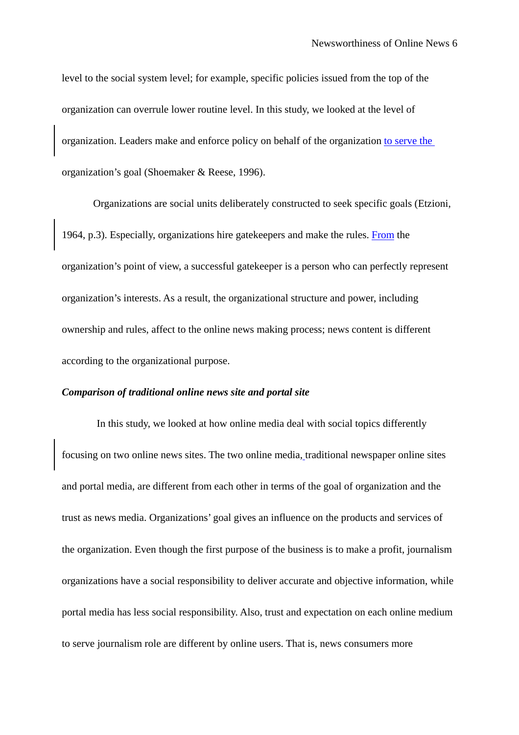level to the social system level; for example, specific policies issued from the top of the organization can overrule lower routine level. In this study, we looked at the level of organization. Leaders make and enforce policy on behalf of the organization to serve the organization's goal (Shoemaker & Reese, 1996).

Organizations are social units deliberately constructed to seek specific goals (Etzioni, 1964, p.3). Especially, organizations hire gatekeepers and make the rules. From the organization's point of view, a successful gatekeeper is a person who can perfectly represent organization's interests. As a result, the organizational structure and power, including ownership and rules, affect to the online news making process; news content is different according to the organizational purpose.

***Comparison of traditional online news site and portal site***

In this study, we looked at how online media deal with social topics differently focusing on two online news sites. The two online media, traditional newspaper online sites and portal media, are different from each other in terms of the goal of organization and the trust as news media. Organizations' goal gives an influence on the products and services of the organization. Even though the first purpose of the business is to make a profit, journalism organizations have a social responsibility to deliver accurate and objective information, while portal media has less social responsibility. Also, trust and expectation on each online medium to serve journalism role are different by online users. That is, news consumers more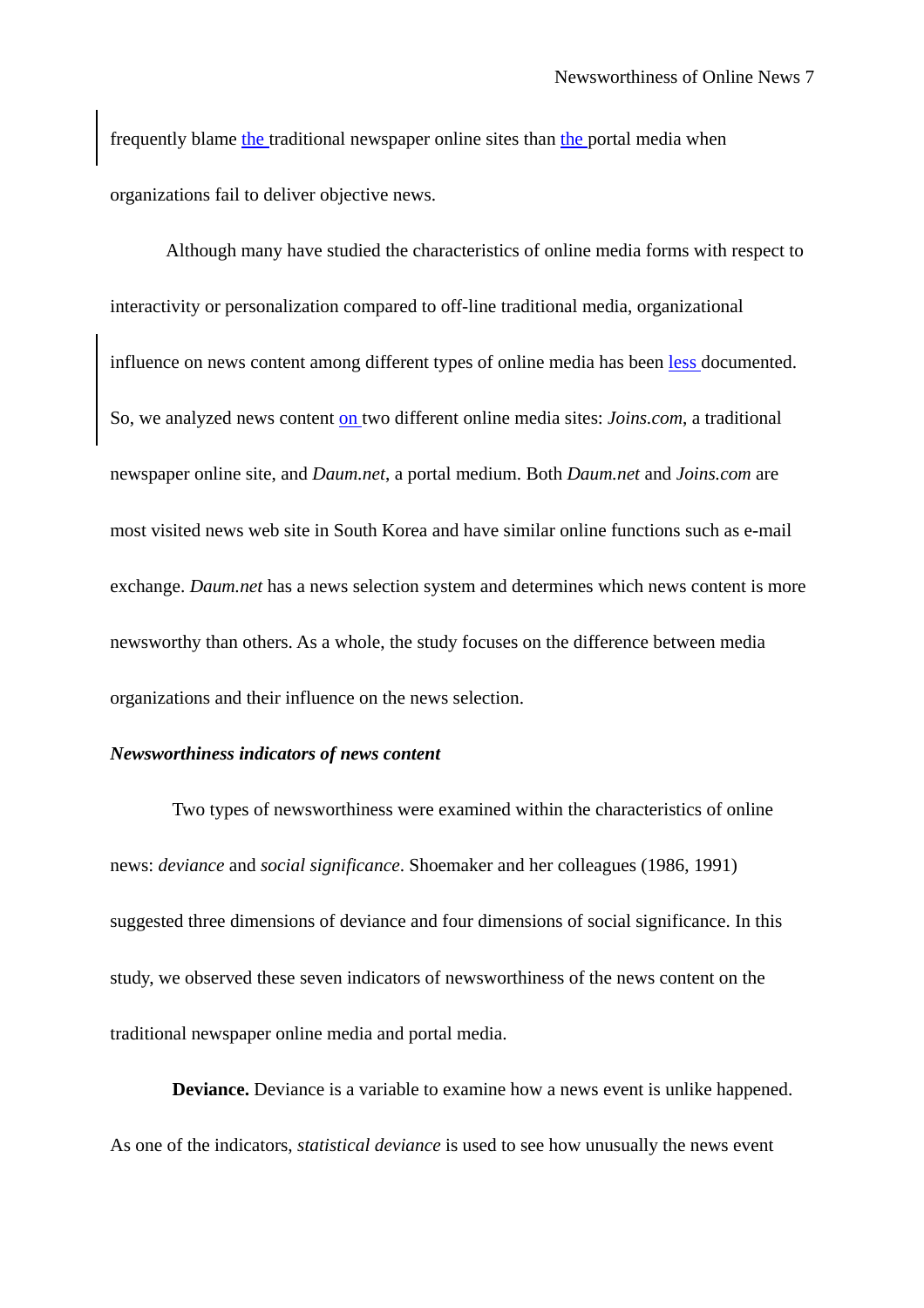frequently blame the traditional newspaper online sites than the portal media when organizations fail to deliver objective news.

Although many have studied the characteristics of online media forms with respect to interactivity or personalization compared to off-line traditional media, organizational influence on news content among different types of online media has been less documented. So, we analyzed news content on two different online media sites: *Joins.com*, a traditional newspaper online site, and *Daum.net*, a portal medium. Both *Daum.net* and *Joins.com* are most visited news web site in South Korea and have similar online functions such as e-mail exchange. *Daum.net* has a news selection system and determines which news content is more newsworthy than others. As a whole, the study focuses on the difference between media organizations and their influence on the news selection.

***Newsworthiness indicators of news content***

Two types of newsworthiness were examined within the characteristics of online news: *deviance* and *social significance*. Shoemaker and her colleagues (1986, 1991) suggested three dimensions of deviance and four dimensions of social significance. In this study, we observed these seven indicators of newsworthiness of the news content on the traditional newspaper online media and portal media.

**Deviance.** Deviance is a variable to examine how a news event is unlike happened. As one of the indicators, *statistical deviance* is used to see how unusually the news event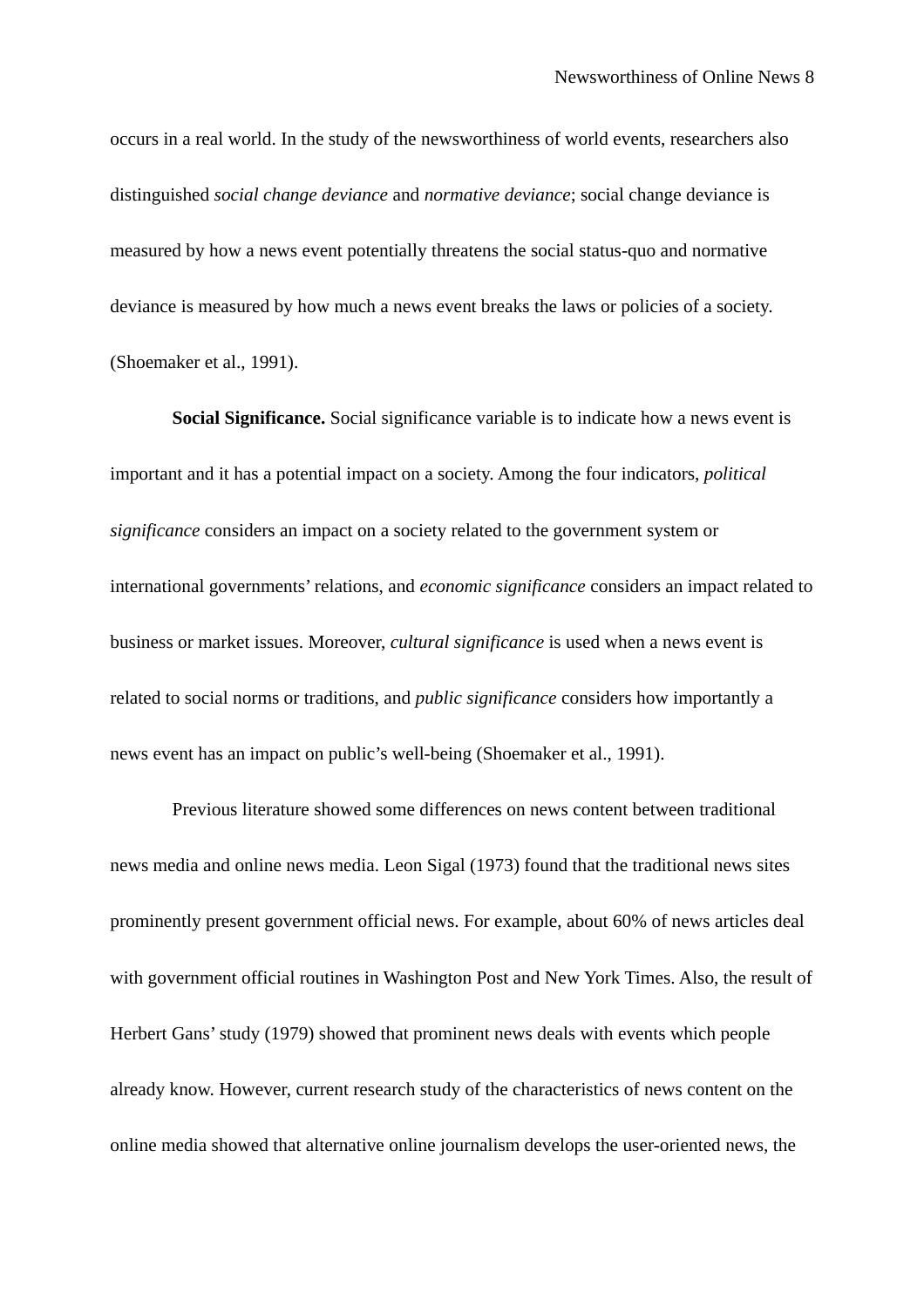occurs in a real world. In the study of the newsworthiness of world events, researchers also distinguished *social change deviance* and *normative deviance*; social change deviance is measured by how a news event potentially threatens the social status-quo and normative deviance is measured by how much a news event breaks the laws or policies of a society. (Shoemaker et al., 1991).

**Social Significance.** Social significance variable is to indicate how a news event is important and it has a potential impact on a society. Among the four indicators, *political significance* considers an impact on a society related to the government system or international governments' relations, and *economic significance* considers an impact related to business or market issues. Moreover, *cultural significance* is used when a news event is related to social norms or traditions, and *public significance* considers how importantly a news event has an impact on public's well-being (Shoemaker et al., 1991).

Previous literature showed some differences on news content between traditional news media and online news media. Leon Sigal (1973) found that the traditional news sites prominently present government official news. For example, about 60% of news articles deal with government official routines in Washington Post and New York Times. Also, the result of Herbert Gans' study (1979) showed that prominent news deals with events which people already know. However, current research study of the characteristics of news content on the online media showed that alternative online journalism develops the user-oriented news, the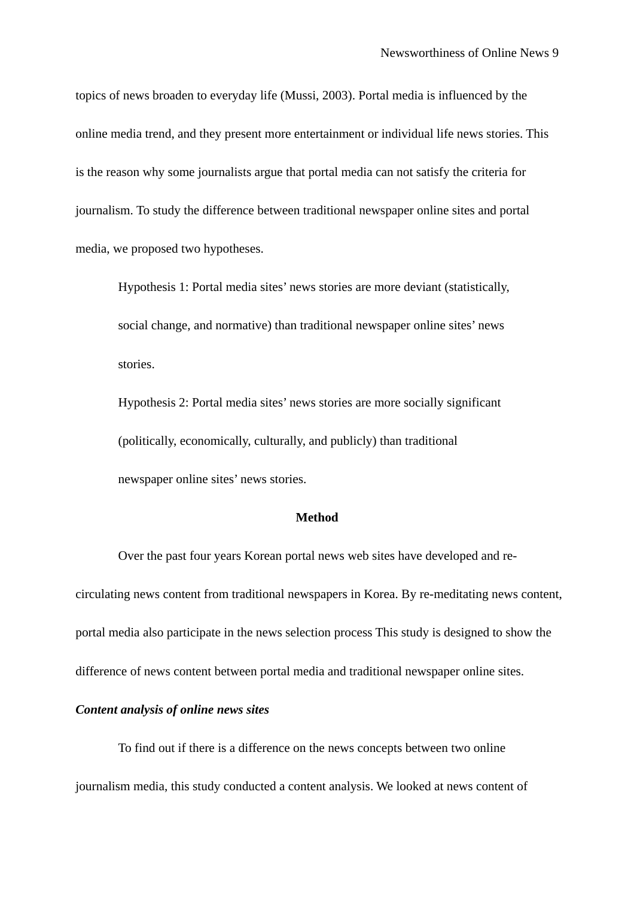topics of news broaden to everyday life (Mussi, 2003). Portal media is influenced by the online media trend, and they present more entertainment or individual life news stories. This is the reason why some journalists argue that portal media can not satisfy the criteria for journalism. To study the difference between traditional newspaper online sites and portal media, we proposed two hypotheses.

> Hypothesis 1: Portal media sites' news stories are more deviant (statistically, social change, and normative) than traditional newspaper online sites' news stories.
>
> Hypothesis 2: Portal media sites' news stories are more socially significant (politically, economically, culturally, and publicly) than traditional newspaper online sites' news stories.

## Method

Over the past four years Korean portal news web sites have developed and re-circulating news content from traditional newspapers in Korea. By re-meditating news content, portal media also participate in the news selection process This study is designed to show the difference of news content between portal media and traditional newspaper online sites.

### *Content analysis of online news sites*

To find out if there is a difference on the news concepts between two online journalism media, this study conducted a content analysis. We looked at news content of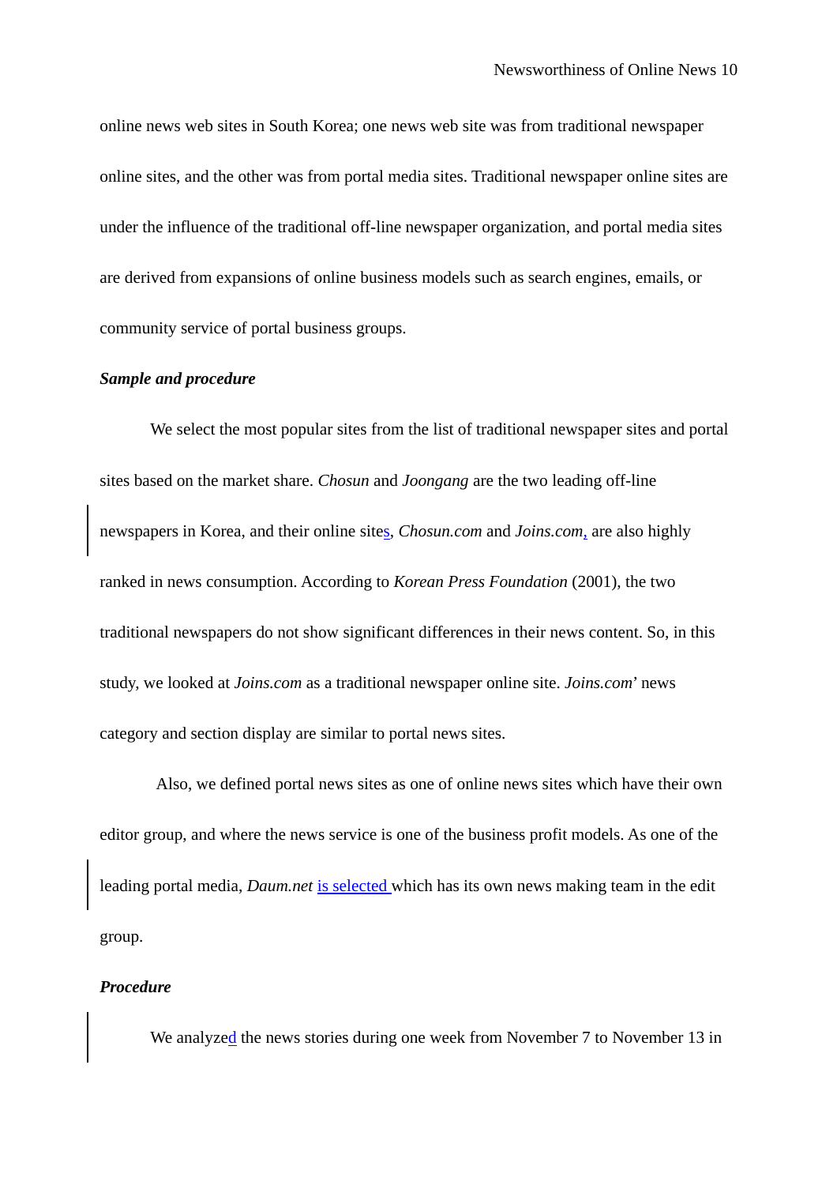online news web sites in South Korea; one news web site was from traditional newspaper online sites, and the other was from portal media sites. Traditional newspaper online sites are under the influence of the traditional off-line newspaper organization, and portal media sites are derived from expansions of online business models such as search engines, emails, or community service of portal business groups.

***Sample and procedure***

We select the most popular sites from the list of traditional newspaper sites and portal sites based on the market share. *Chosun* and *Joongang* are the two leading off-line newspapers in Korea, and their online sites, *Chosun.com* and *Joins.com*, are also highly ranked in news consumption. According to *Korean Press Foundation* (2001), the two traditional newspapers do not show significant differences in their news content. So, in this study, we looked at *Joins.com* as a traditional newspaper online site. *Joins.com*' news category and section display are similar to portal news sites.

Also, we defined portal news sites as one of online news sites which have their own editor group, and where the news service is one of the business profit models. As one of the leading portal media, *Daum.net* is selected which has its own news making team in the edit group.

***Procedure***

We analyzed the news stories during one week from November 7 to November 13 in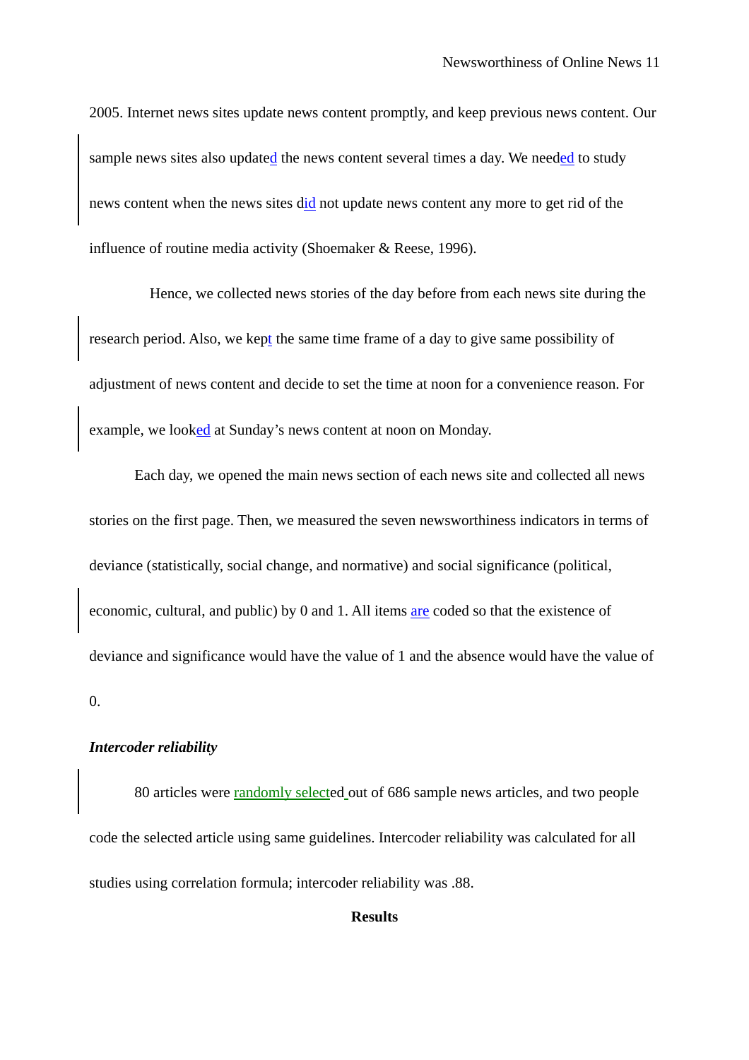2005. Internet news sites update news content promptly, and keep previous news content. Our sample news sites also updated the news content several times a day. We needed to study news content when the news sites did not update news content any more to get rid of the influence of routine media activity (Shoemaker & Reese, 1996).

Hence, we collected news stories of the day before from each news site during the research period. Also, we kept the same time frame of a day to give same possibility of adjustment of news content and decide to set the time at noon for a convenience reason. For example, we looked at Sunday's news content at noon on Monday.

Each day, we opened the main news section of each news site and collected all news stories on the first page. Then, we measured the seven newsworthiness indicators in terms of deviance (statistically, social change, and normative) and social significance (political, economic, cultural, and public) by 0 and 1. All items are coded so that the existence of deviance and significance would have the value of 1 and the absence would have the value of 0.

***Intercoder reliability***

80 articles were randomly selected out of 686 sample news articles, and two people code the selected article using same guidelines. Intercoder reliability was calculated for all studies using correlation formula; intercoder reliability was .88.

## Results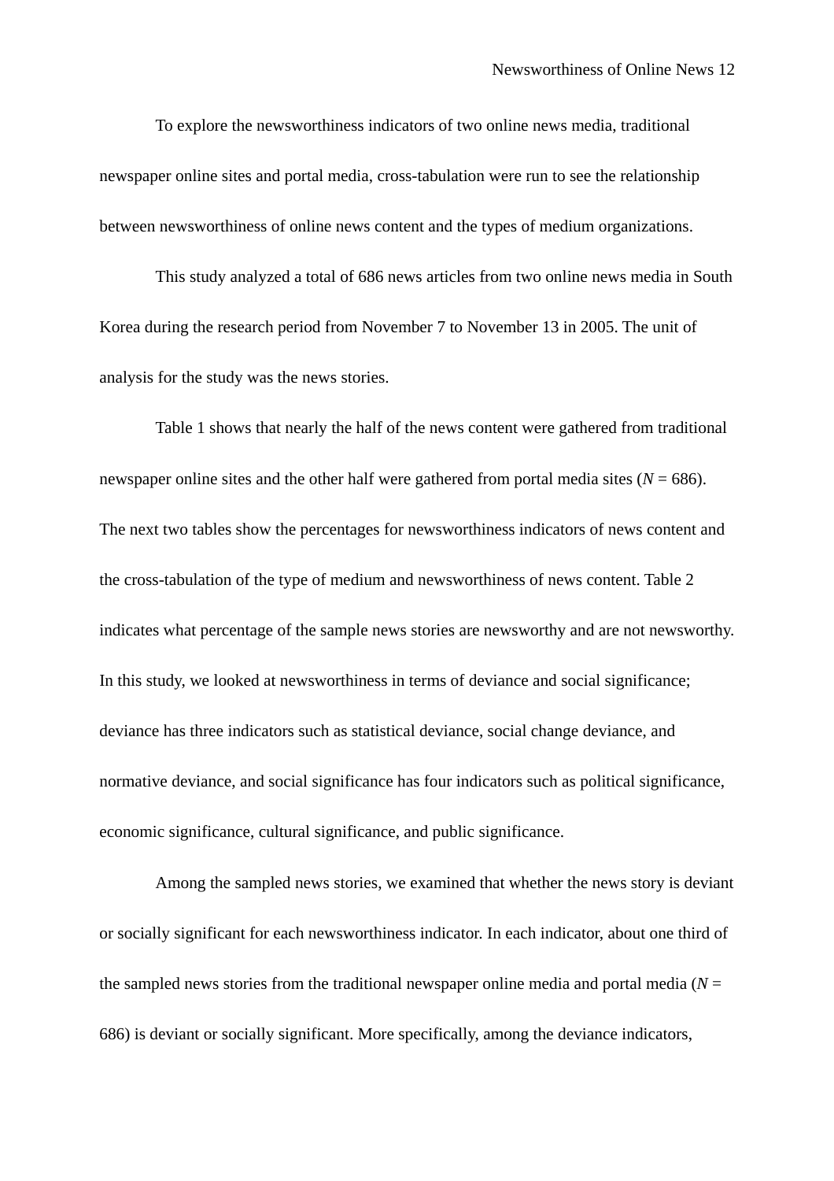To explore the newsworthiness indicators of two online news media, traditional newspaper online sites and portal media, cross-tabulation were run to see the relationship between newsworthiness of online news content and the types of medium organizations.

This study analyzed a total of 686 news articles from two online news media in South Korea during the research period from November 7 to November 13 in 2005. The unit of analysis for the study was the news stories.

Table 1 shows that nearly the half of the news content were gathered from traditional newspaper online sites and the other half were gathered from portal media sites ($N$ = 686). The next two tables show the percentages for newsworthiness indicators of news content and the cross-tabulation of the type of medium and newsworthiness of news content. Table 2 indicates what percentage of the sample news stories are newsworthy and are not newsworthy. In this study, we looked at newsworthiness in terms of deviance and social significance; deviance has three indicators such as statistical deviance, social change deviance, and normative deviance, and social significance has four indicators such as political significance, economic significance, cultural significance, and public significance.

Among the sampled news stories, we examined that whether the news story is deviant or socially significant for each newsworthiness indicator. In each indicator, about one third of the sampled news stories from the traditional newspaper online media and portal media ($N$ = 686) is deviant or socially significant. More specifically, among the deviance indicators,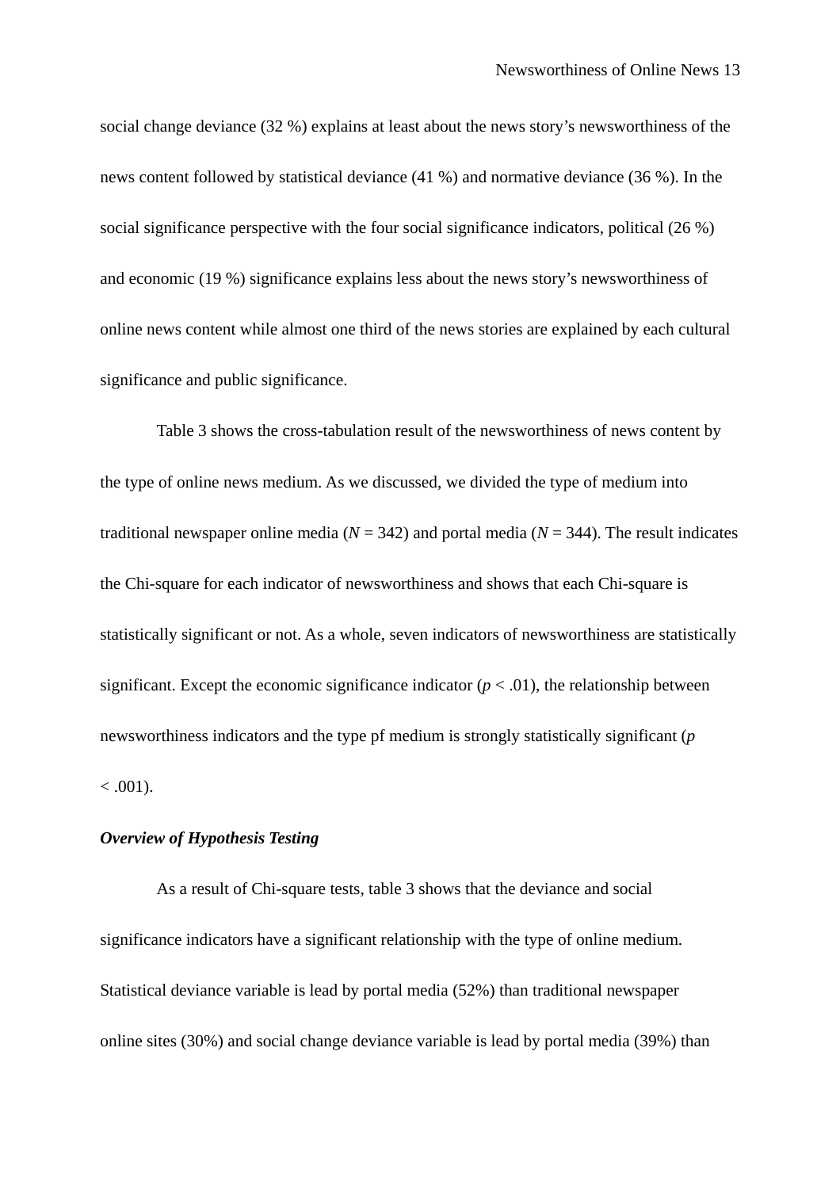social change deviance (32 %) explains at least about the news story's newsworthiness of the news content followed by statistical deviance (41 %) and normative deviance (36 %). In the social significance perspective with the four social significance indicators, political (26 %) and economic (19 %) significance explains less about the news story's newsworthiness of online news content while almost one third of the news stories are explained by each cultural significance and public significance.

Table 3 shows the cross-tabulation result of the newsworthiness of news content by the type of online news medium. As we discussed, we divided the type of medium into traditional newspaper online media ($N$ = 342) and portal media ($N$ = 344). The result indicates the Chi-square for each indicator of newsworthiness and shows that each Chi-square is statistically significant or not. As a whole, seven indicators of newsworthiness are statistically significant. Except the economic significance indicator ($p < .01$), the relationship between newsworthiness indicators and the type pf medium is strongly statistically significant ($p < .001$).

***Overview of Hypothesis Testing***

As a result of Chi-square tests, table 3 shows that the deviance and social significance indicators have a significant relationship with the type of online medium. Statistical deviance variable is lead by portal media (52%) than traditional newspaper online sites (30%) and social change deviance variable is lead by portal media (39%) than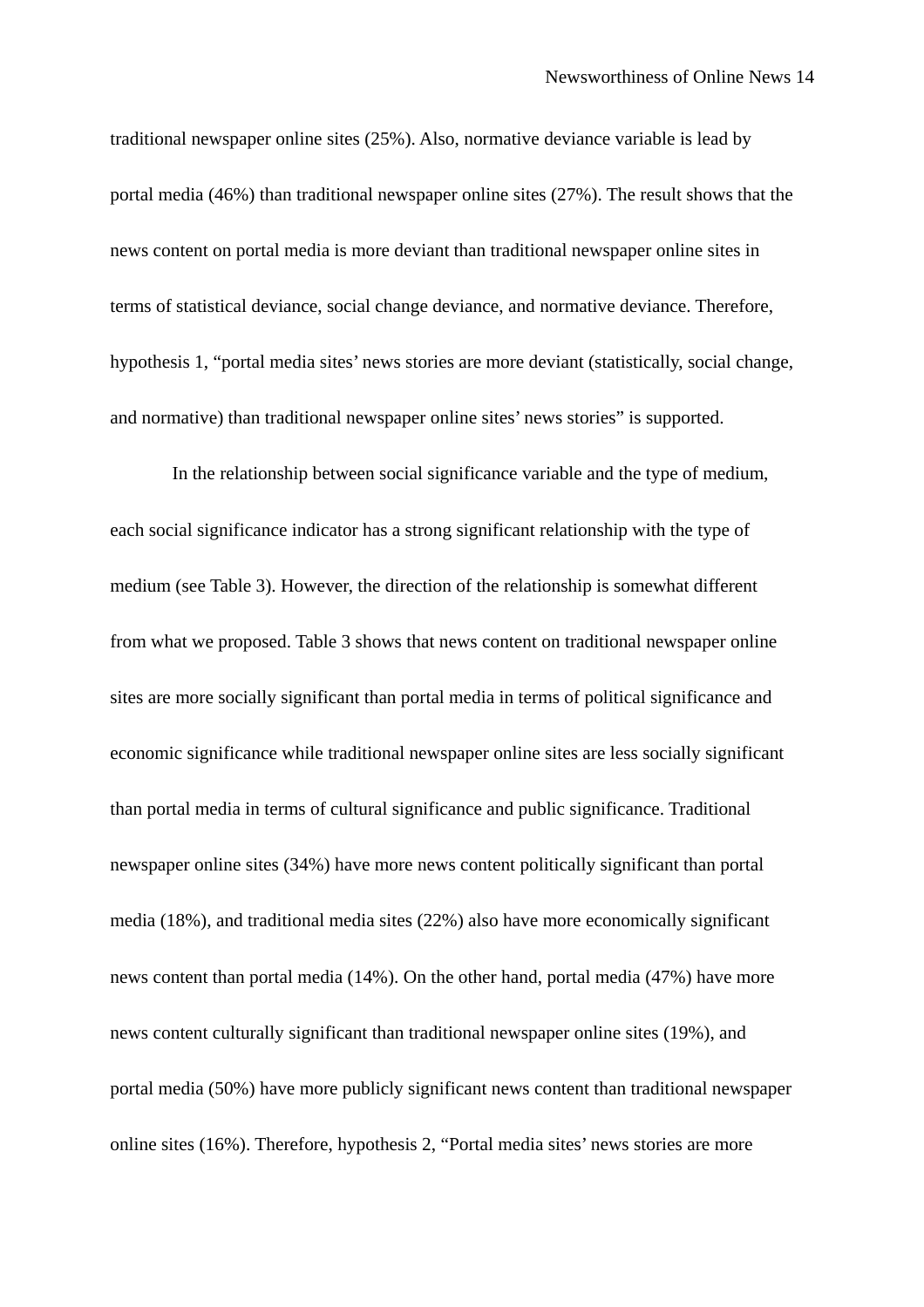traditional newspaper online sites (25%). Also, normative deviance variable is lead by portal media (46%) than traditional newspaper online sites (27%). The result shows that the news content on portal media is more deviant than traditional newspaper online sites in terms of statistical deviance, social change deviance, and normative deviance. Therefore, hypothesis 1, "portal media sites' news stories are more deviant (statistically, social change, and normative) than traditional newspaper online sites' news stories" is supported.

In the relationship between social significance variable and the type of medium, each social significance indicator has a strong significant relationship with the type of medium (see Table 3). However, the direction of the relationship is somewhat different from what we proposed. Table 3 shows that news content on traditional newspaper online sites are more socially significant than portal media in terms of political significance and economic significance while traditional newspaper online sites are less socially significant than portal media in terms of cultural significance and public significance. Traditional newspaper online sites (34%) have more news content politically significant than portal media (18%), and traditional media sites (22%) also have more economically significant news content than portal media (14%). On the other hand, portal media (47%) have more news content culturally significant than traditional newspaper online sites (19%), and portal media (50%) have more publicly significant news content than traditional newspaper online sites (16%). Therefore, hypothesis 2, "Portal media sites' news stories are more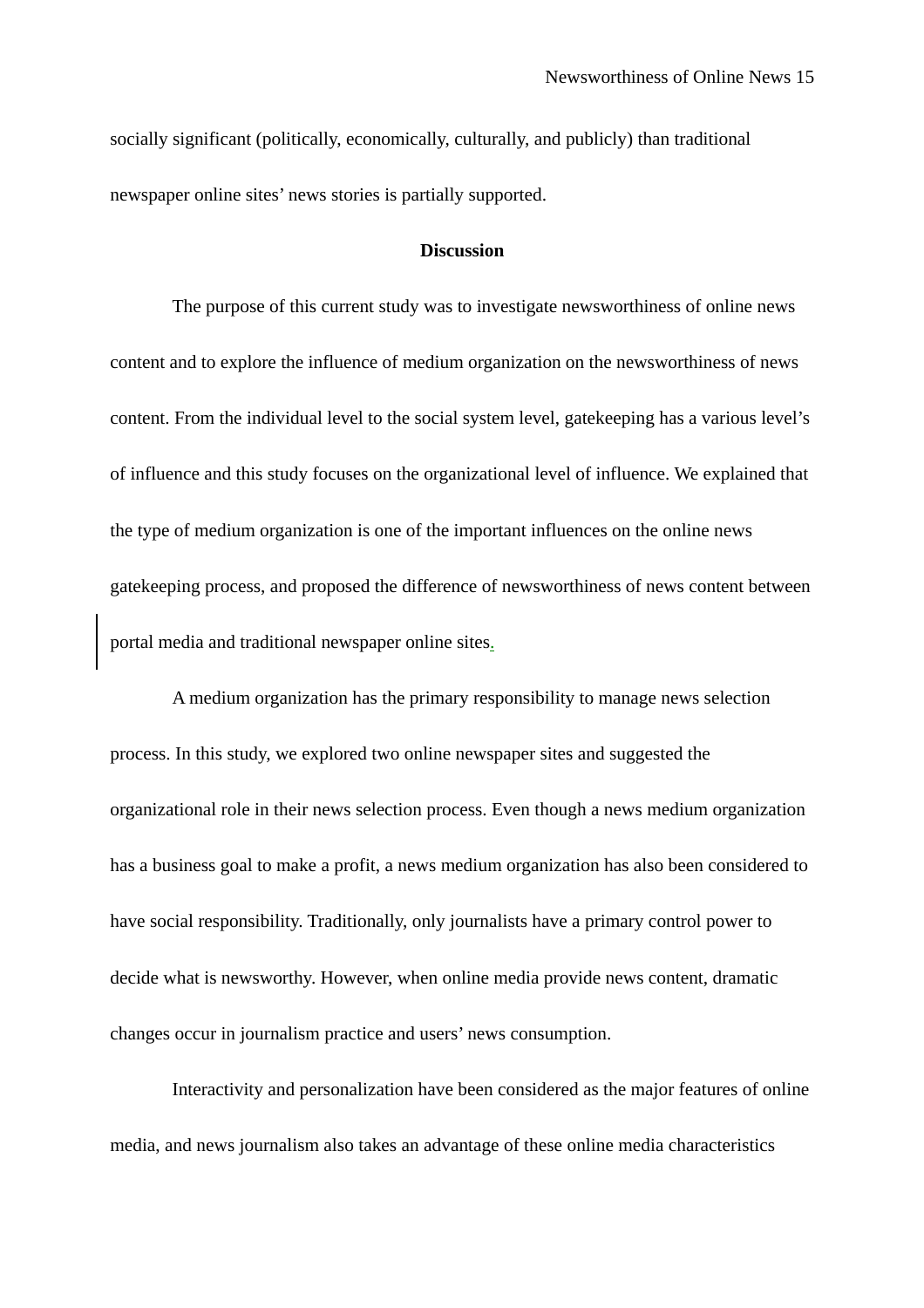socially significant (politically, economically, culturally, and publicly) than traditional newspaper online sites' news stories is partially supported.

## Discussion

The purpose of this current study was to investigate newsworthiness of online news content and to explore the influence of medium organization on the newsworthiness of news content. From the individual level to the social system level, gatekeeping has a various level's of influence and this study focuses on the organizational level of influence. We explained that the type of medium organization is one of the important influences on the online news gatekeeping process, and proposed the difference of newsworthiness of news content between portal media and traditional newspaper online sites.

A medium organization has the primary responsibility to manage news selection process. In this study, we explored two online newspaper sites and suggested the organizational role in their news selection process. Even though a news medium organization has a business goal to make a profit, a news medium organization has also been considered to have social responsibility. Traditionally, only journalists have a primary control power to decide what is newsworthy. However, when online media provide news content, dramatic changes occur in journalism practice and users' news consumption.

Interactivity and personalization have been considered as the major features of online media, and news journalism also takes an advantage of these online media characteristics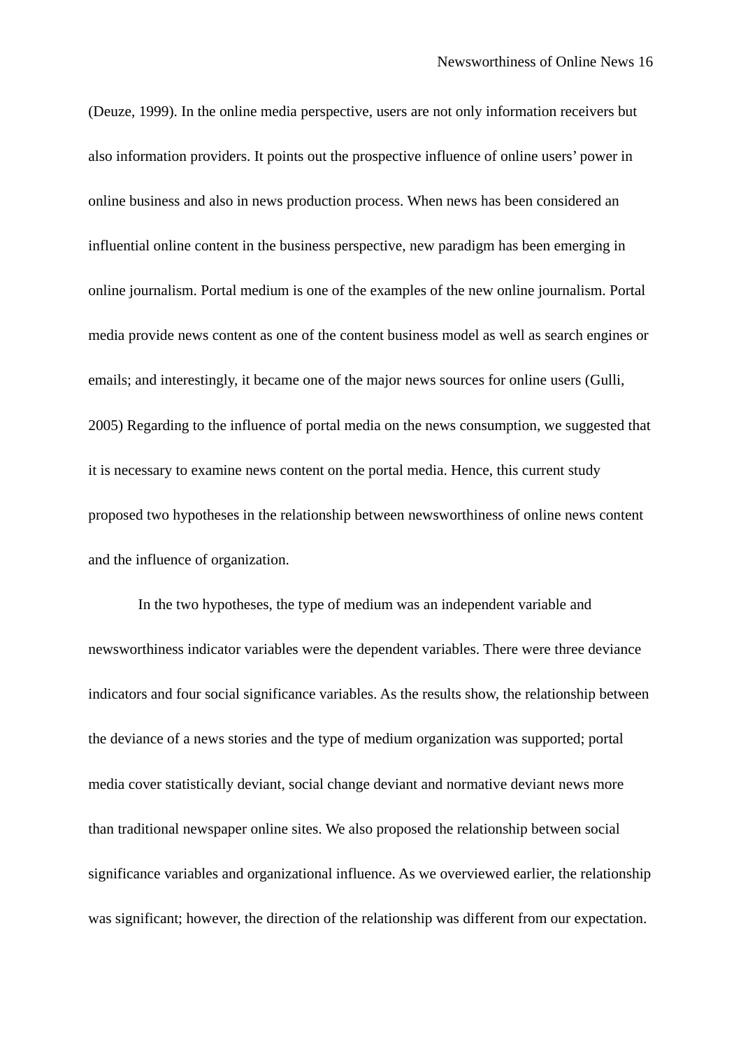(Deuze, 1999). In the online media perspective, users are not only information receivers but also information providers. It points out the prospective influence of online users' power in online business and also in news production process. When news has been considered an influential online content in the business perspective, new paradigm has been emerging in online journalism. Portal medium is one of the examples of the new online journalism. Portal media provide news content as one of the content business model as well as search engines or emails; and interestingly, it became one of the major news sources for online users (Gulli, 2005) Regarding to the influence of portal media on the news consumption, we suggested that it is necessary to examine news content on the portal media. Hence, this current study proposed two hypotheses in the relationship between newsworthiness of online news content and the influence of organization.

In the two hypotheses, the type of medium was an independent variable and newsworthiness indicator variables were the dependent variables. There were three deviance indicators and four social significance variables. As the results show, the relationship between the deviance of a news stories and the type of medium organization was supported; portal media cover statistically deviant, social change deviant and normative deviant news more than traditional newspaper online sites. We also proposed the relationship between social significance variables and organizational influence. As we overviewed earlier, the relationship was significant; however, the direction of the relationship was different from our expectation.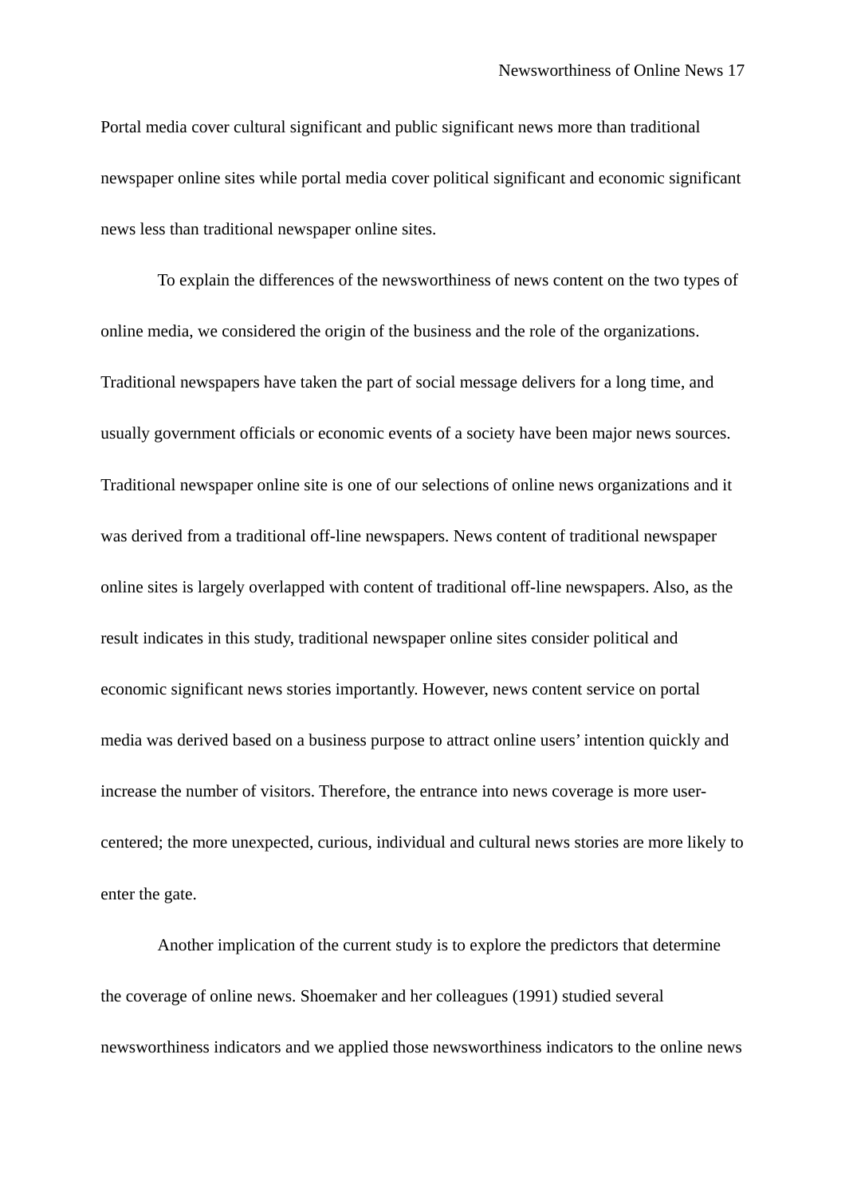Portal media cover cultural significant and public significant news more than traditional newspaper online sites while portal media cover political significant and economic significant news less than traditional newspaper online sites.

To explain the differences of the newsworthiness of news content on the two types of online media, we considered the origin of the business and the role of the organizations. Traditional newspapers have taken the part of social message delivers for a long time, and usually government officials or economic events of a society have been major news sources. Traditional newspaper online site is one of our selections of online news organizations and it was derived from a traditional off-line newspapers. News content of traditional newspaper online sites is largely overlapped with content of traditional off-line newspapers. Also, as the result indicates in this study, traditional newspaper online sites consider political and economic significant news stories importantly. However, news content service on portal media was derived based on a business purpose to attract online users' intention quickly and increase the number of visitors. Therefore, the entrance into news coverage is more user-centered; the more unexpected, curious, individual and cultural news stories are more likely to enter the gate.

Another implication of the current study is to explore the predictors that determine the coverage of online news. Shoemaker and her colleagues (1991) studied several newsworthiness indicators and we applied those newsworthiness indicators to the online news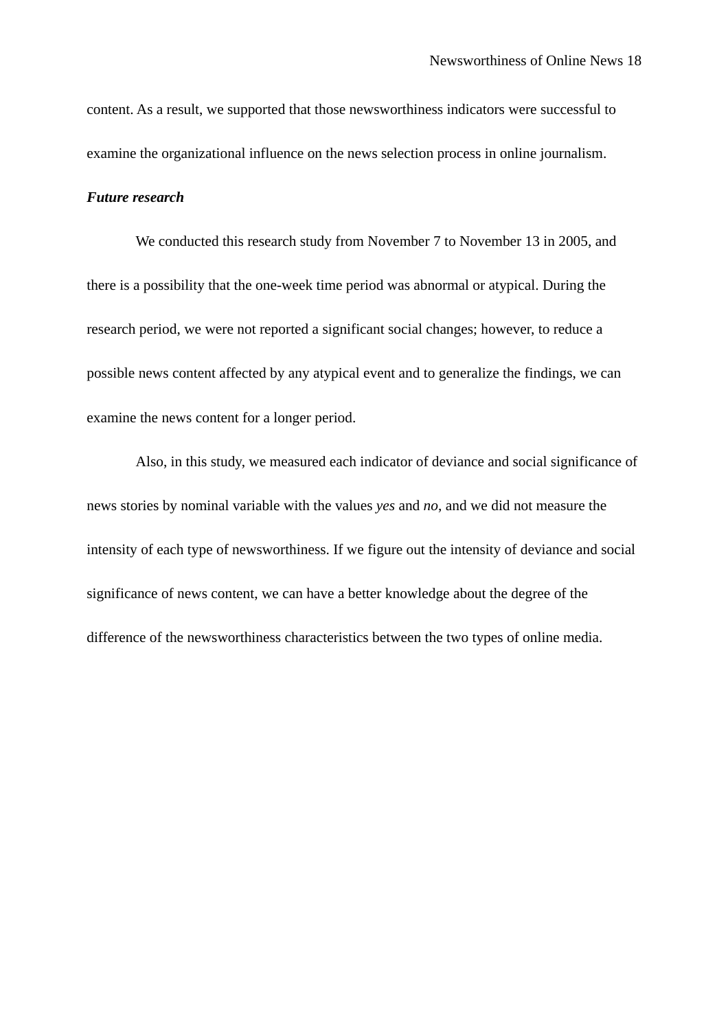content. As a result, we supported that those newsworthiness indicators were successful to examine the organizational influence on the news selection process in online journalism.

***Future research***

We conducted this research study from November 7 to November 13 in 2005, and there is a possibility that the one-week time period was abnormal or atypical. During the research period, we were not reported a significant social changes; however, to reduce a possible news content affected by any atypical event and to generalize the findings, we can examine the news content for a longer period.

Also, in this study, we measured each indicator of deviance and social significance of news stories by nominal variable with the values *yes* and *no*, and we did not measure the intensity of each type of newsworthiness. If we figure out the intensity of deviance and social significance of news content, we can have a better knowledge about the degree of the difference of the newsworthiness characteristics between the two types of online media.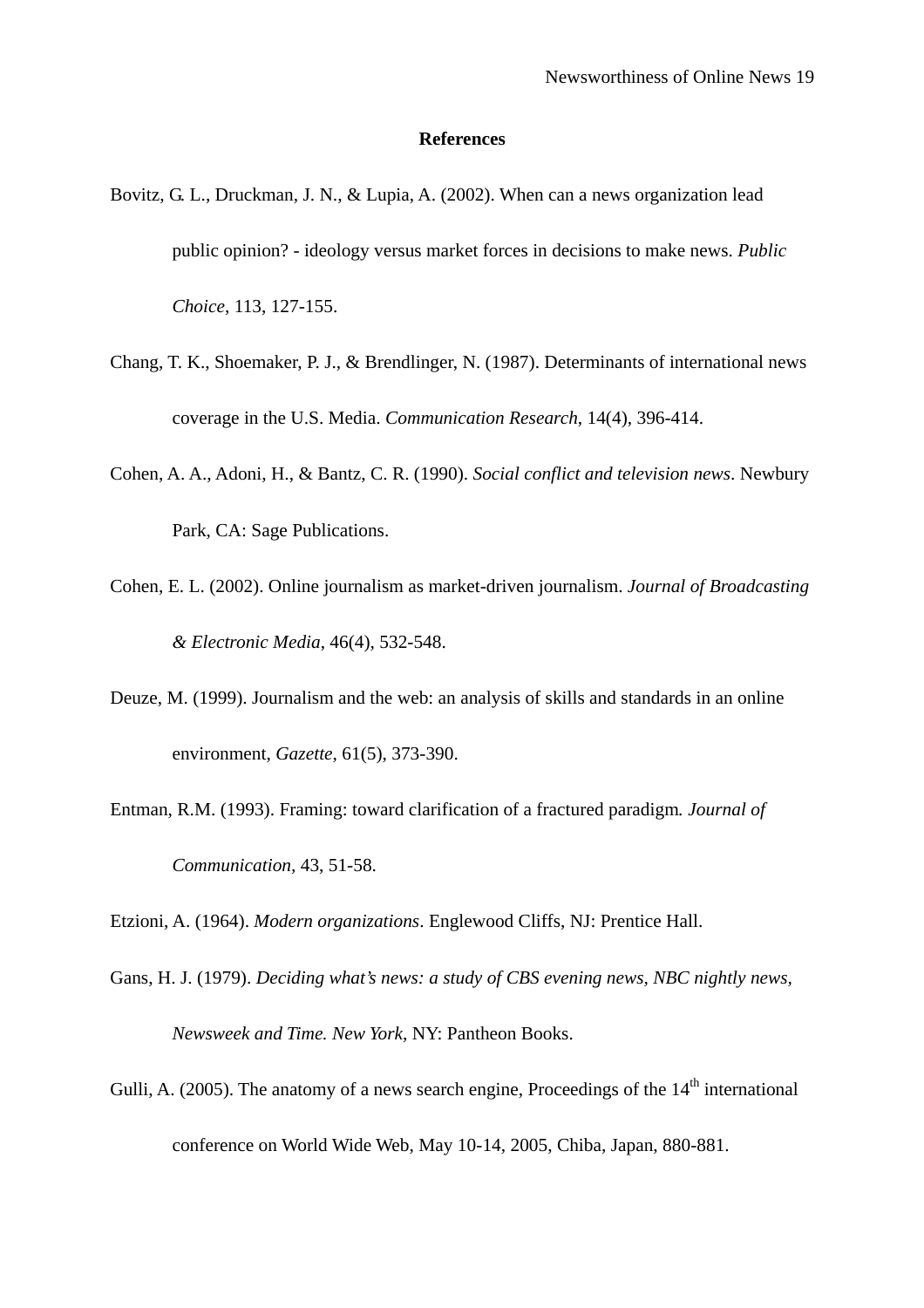## References

Bovitz, G. L., Druckman, J. N., & Lupia, A. (2002). When can a news organization lead public opinion? - ideology versus market forces in decisions to make news. *Public Choice*, 113, 127-155.

Chang, T. K., Shoemaker, P. J., & Brendlinger, N. (1987). Determinants of international news coverage in the U.S. Media. *Communication Research*, 14(4), 396-414.

Cohen, A. A., Adoni, H., & Bantz, C. R. (1990). *Social conflict and television news*. Newbury Park, CA: Sage Publications.

Cohen, E. L. (2002). Online journalism as market-driven journalism. *Journal of Broadcasting & Electronic Media*, 46(4), 532-548.

Deuze, M. (1999). Journalism and the web: an analysis of skills and standards in an online environment, *Gazette*, 61(5), 373-390.

Entman, R.M. (1993). Framing: toward clarification of a fractured paradigm. *Journal of Communication*, 43, 51-58.

Etzioni, A. (1964). *Modern organizations*. Englewood Cliffs, NJ: Prentice Hall.

Gans, H. J. (1979). *Deciding what's news: a study of CBS evening news, NBC nightly news, Newsweek and Time. New York*, NY: Pantheon Books.

Gulli, A. (2005). The anatomy of a news search engine, Proceedings of the 14th international conference on World Wide Web, May 10-14, 2005, Chiba, Japan, 880-881.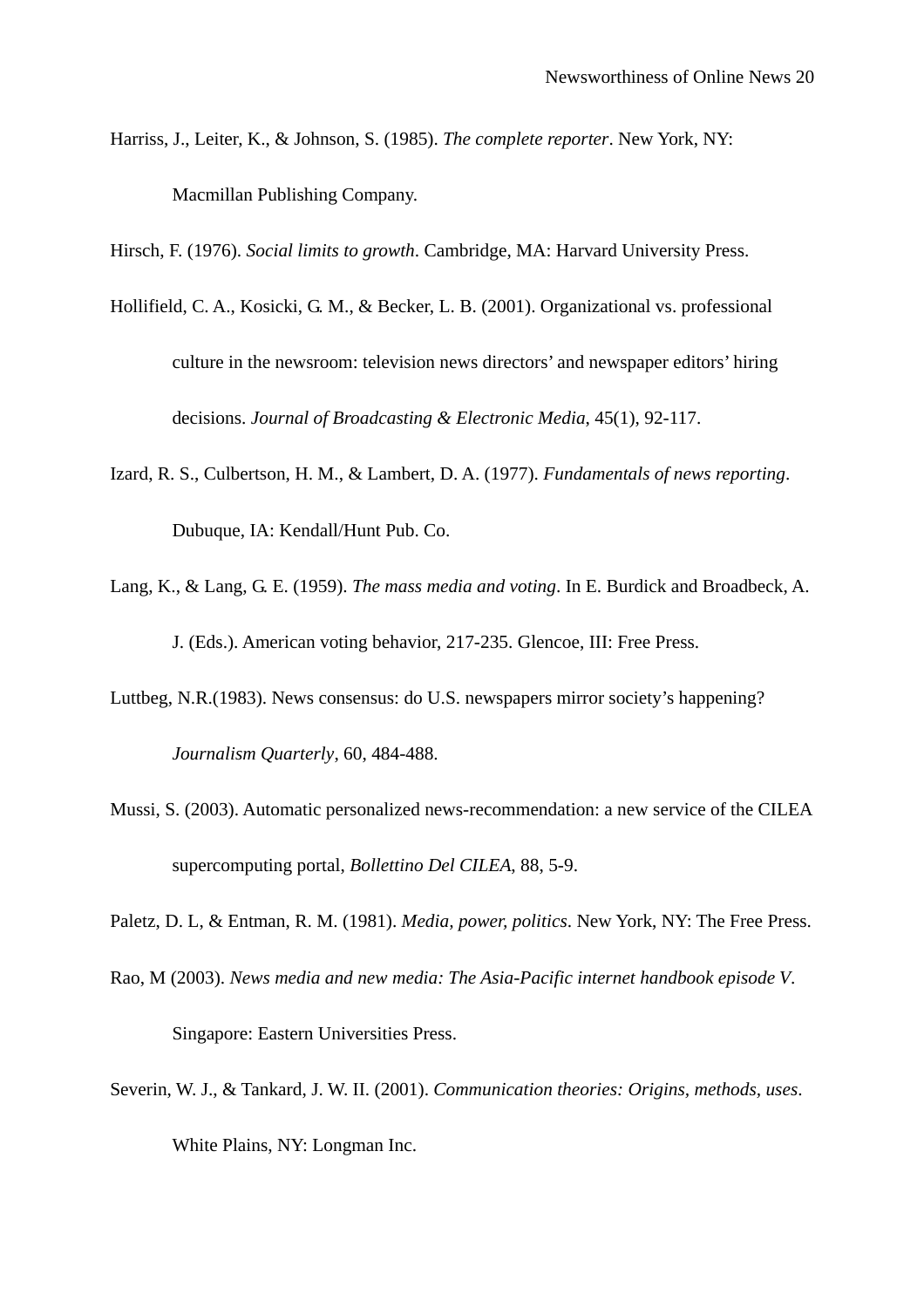Harriss, J., Leiter, K., & Johnson, S. (1985). *The complete reporter*. New York, NY: Macmillan Publishing Company.

Hirsch, F. (1976). *Social limits to growth*. Cambridge, MA: Harvard University Press.

Hollifield, C. A., Kosicki, G. M., & Becker, L. B. (2001). Organizational vs. professional culture in the newsroom: television news directors' and newspaper editors' hiring decisions. *Journal of Broadcasting & Electronic Media*, 45(1), 92-117.

Izard, R. S., Culbertson, H. M., & Lambert, D. A. (1977). *Fundamentals of news reporting*. Dubuque, IA: Kendall/Hunt Pub. Co.

Lang, K., & Lang, G. E. (1959). *The mass media and voting*. In E. Burdick and Broadbeck, A. J. (Eds.). American voting behavior, 217-235. Glencoe, III: Free Press.

Luttbeg, N.R.(1983). News consensus: do U.S. newspapers mirror society's happening? *Journalism Quarterly*, 60, 484-488.

Mussi, S. (2003). Automatic personalized news-recommendation: a new service of the CILEA supercomputing portal, *Bollettino Del CILEA*, 88, 5-9.

Paletz, D. L, & Entman, R. M. (1981). *Media, power, politics*. New York, NY: The Free Press.

Rao, M (2003). *News media and new media: The Asia-Pacific internet handbook episode V*. Singapore: Eastern Universities Press.

Severin, W. J., & Tankard, J. W. II. (2001). *Communication theories: Origins, methods, uses*. White Plains, NY: Longman Inc.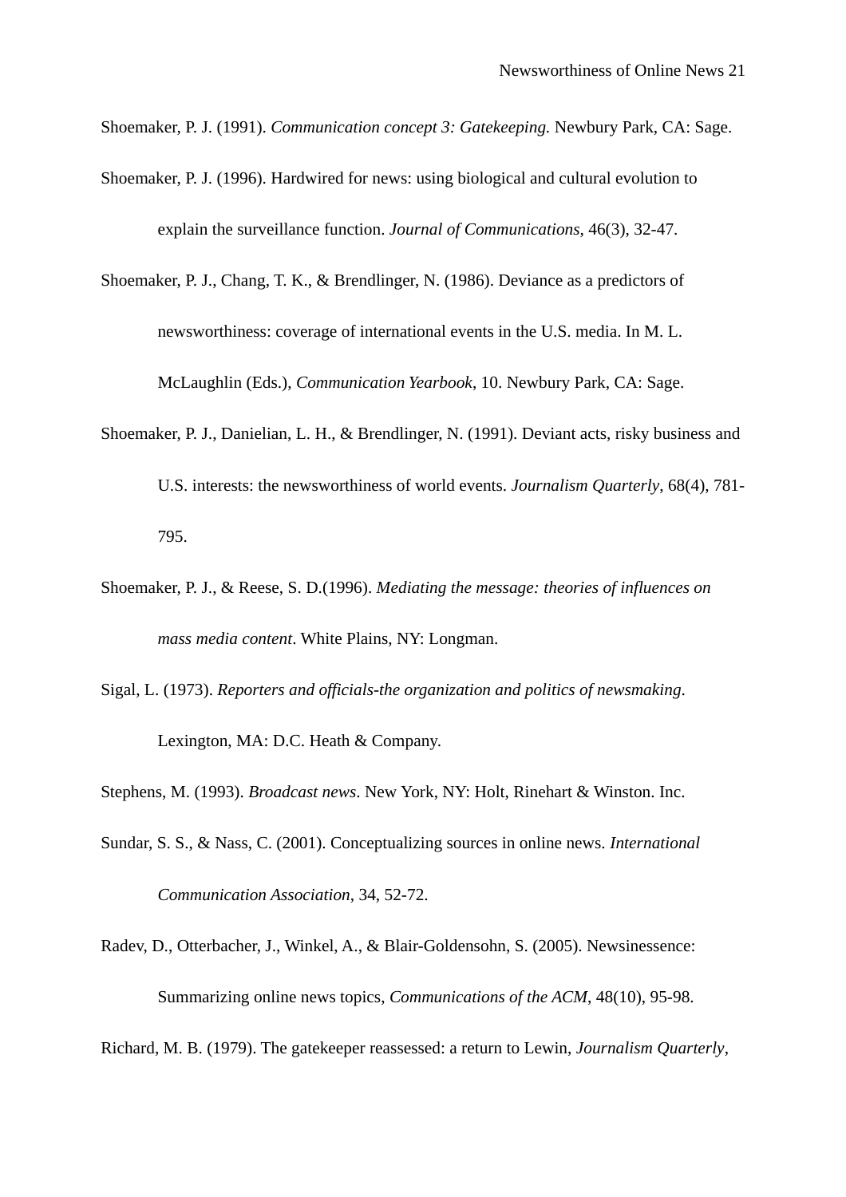Shoemaker, P. J. (1991). *Communication concept 3: Gatekeeping.* Newbury Park, CA: Sage.

Shoemaker, P. J. (1996). Hardwired for news: using biological and cultural evolution to explain the surveillance function. *Journal of Communications*, 46(3), 32-47.

Shoemaker, P. J., Chang, T. K., & Brendlinger, N. (1986). Deviance as a predictors of newsworthiness: coverage of international events in the U.S. media. In M. L. McLaughlin (Eds.), *Communication Yearbook*, 10. Newbury Park, CA: Sage.

Shoemaker, P. J., Danielian, L. H., & Brendlinger, N. (1991). Deviant acts, risky business and U.S. interests: the newsworthiness of world events. *Journalism Quarterly*, 68(4), 781-795.

Shoemaker, P. J., & Reese, S. D.(1996). *Mediating the message: theories of influences on mass media content*. White Plains, NY: Longman.

Sigal, L. (1973). *Reporters and officials-the organization and politics of newsmaking*. Lexington, MA: D.C. Heath & Company.

Stephens, M. (1993). *Broadcast news*. New York, NY: Holt, Rinehart & Winston. Inc.

Sundar, S. S., & Nass, C. (2001). Conceptualizing sources in online news. *International Communication Association*, 34, 52-72.

Radev, D., Otterbacher, J., Winkel, A., & Blair-Goldensohn, S. (2005). Newsinessence: Summarizing online news topics, *Communications of the ACM*, 48(10), 95-98.

Richard, M. B. (1979). The gatekeeper reassessed: a return to Lewin, *Journalism Quarterly*,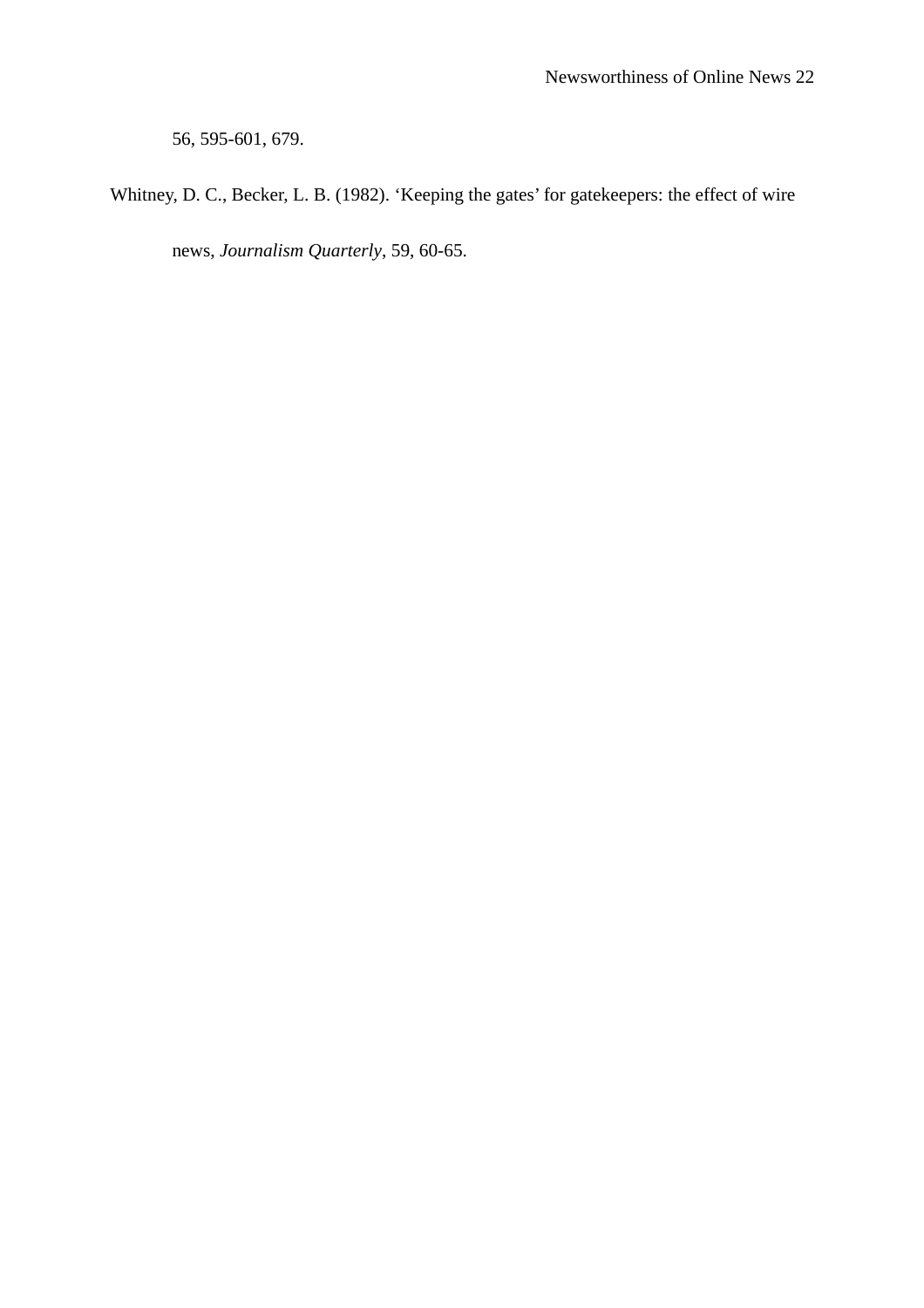56, 595-601, 679.

Whitney, D. C., Becker, L. B. (1982). ‘Keeping the gates’ for gatekeepers: the effect of wire news, *Journalism Quarterly*, 59, 60-65.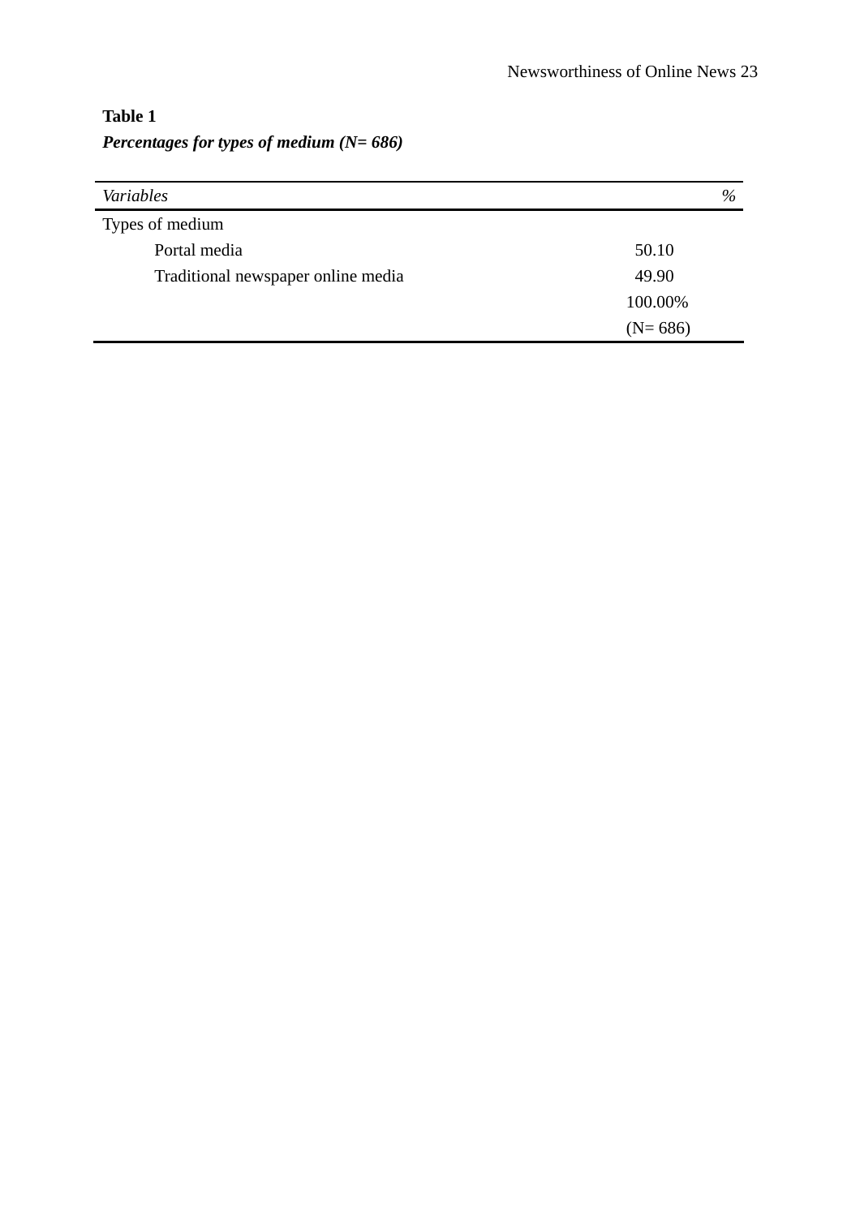**Table 1**

***Percentages for types of medium (N= 686)***

| *Variables* | *%* |
|---|---|
| Types of medium | |
| Portal media | 50.10 |
| Traditional newspaper online media | 49.90 |
| | 100.00% |
| | (N= 686) |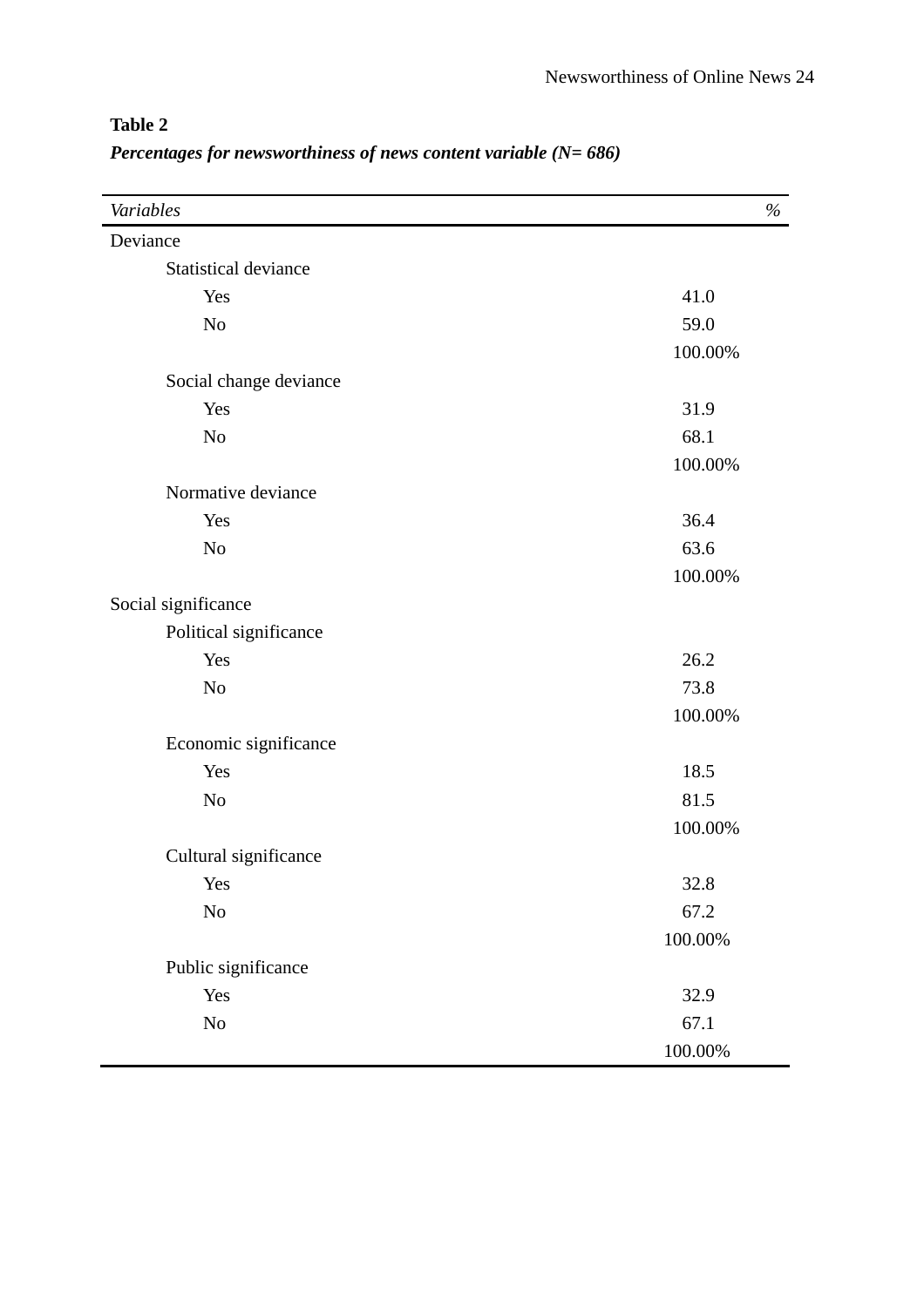**Table 2**

***Percentages for newsworthiness of news content variable (N= 686)***

| *Variables* | *%* |
|---|---|
| Deviance | |
| Statistical deviance | |
| Yes | 41.0 |
| No | 59.0 |
| | 100.00% |
| Social change deviance | |
| Yes | 31.9 |
| No | 68.1 |
| | 100.00% |
| Normative deviance | |
| Yes | 36.4 |
| No | 63.6 |
| | 100.00% |
| Social significance | |
| Political significance | |
| Yes | 26.2 |
| No | 73.8 |
| | 100.00% |
| Economic significance | |
| Yes | 18.5 |
| No | 81.5 |
| | 100.00% |
| Cultural significance | |
| Yes | 32.8 |
| No | 67.2 |
| | 100.00% |
| Public significance | |
| Yes | 32.9 |
| No | 67.1 |
| | 100.00% |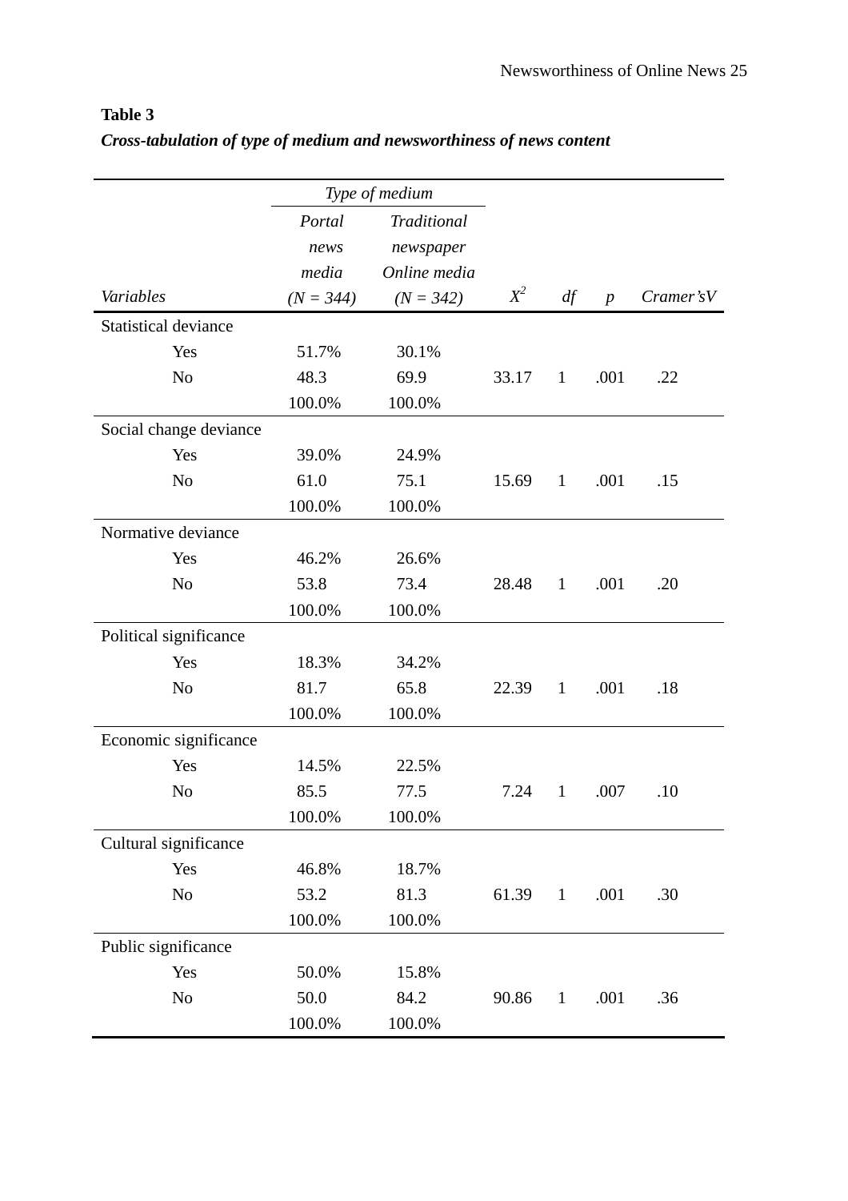**Table 3**

***Cross-tabulation of type of medium and newsworthiness of news content***

| *Variables* | *Type of medium* *Portal news media (N = 344)* | *Traditional newspaper Online media (N = 342)* | $X^2$ | *df* | *p* | *Cramer'sV* |
|---|---|---|---|---|---|---|
| Statistical deviance | | | | | | |
| Yes | 51.7% | 30.1% | | | | |
| No | 48.3 | 69.9 | 33.17 | 1 | .001 | .22 |
| | 100.0% | 100.0% | | | | |
| Social change deviance | | | | | | |
| Yes | 39.0% | 24.9% | | | | |
| No | 61.0 | 75.1 | 15.69 | 1 | .001 | .15 |
| | 100.0% | 100.0% | | | | |
| Normative deviance | | | | | | |
| Yes | 46.2% | 26.6% | | | | |
| No | 53.8 | 73.4 | 28.48 | 1 | .001 | .20 |
| | 100.0% | 100.0% | | | | |
| Political significance | | | | | | |
| Yes | 18.3% | 34.2% | | | | |
| No | 81.7 | 65.8 | 22.39 | 1 | .001 | .18 |
| | 100.0% | 100.0% | | | | |
| Economic significance | | | | | | |
| Yes | 14.5% | 22.5% | | | | |
| No | 85.5 | 77.5 | 7.24 | 1 | .007 | .10 |
| | 100.0% | 100.0% | | | | |
| Cultural significance | | | | | | |
| Yes | 46.8% | 18.7% | | | | |
| No | 53.2 | 81.3 | 61.39 | 1 | .001 | .30 |
| | 100.0% | 100.0% | | | | |
| Public significance | | | | | | |
| Yes | 50.0% | 15.8% | | | | |
| No | 50.0 | 84.2 | 90.86 | 1 | .001 | .36 |
| | 100.0% | 100.0% | | | | |